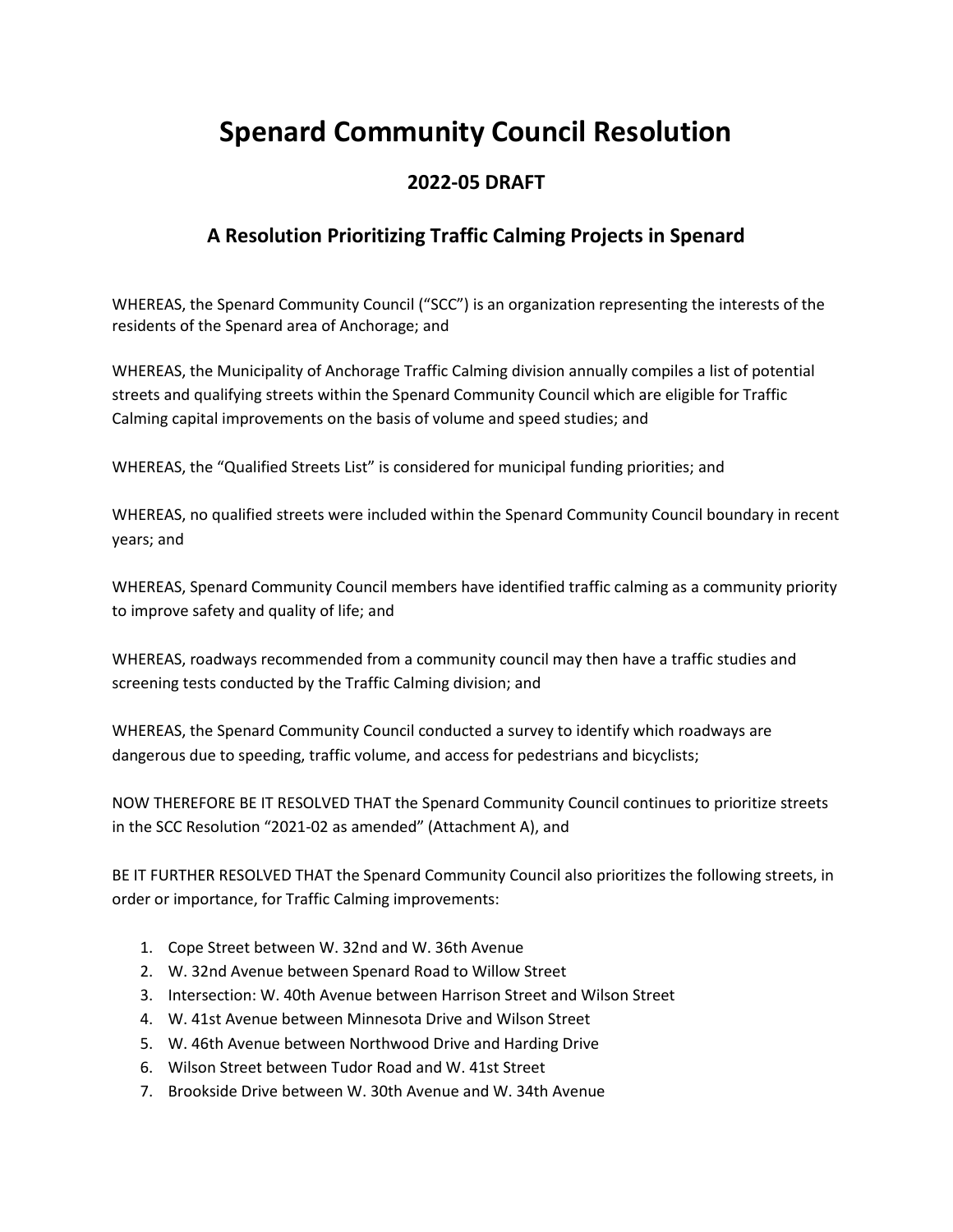# Spenard Community Council Resolution

## 2022-05 DRAFT

### A Resolution Prioritizing Traffic Calming Projects in Spenard

WHEREAS, the Spenard Community Council ("SCC") is an organization representing the interests of the residents of the Spenard area of Anchorage; and

WHEREAS, the Municipality of Anchorage Traffic Calming division annually compiles a list of potential streets and qualifying streets within the Spenard Community Council which are eligible for Traffic Calming capital improvements on the basis of volume and speed studies; and

WHEREAS, the "Qualified Streets List" is considered for municipal funding priorities; and

WHEREAS, no qualified streets were included within the Spenard Community Council boundary in recent years; and

WHEREAS, Spenard Community Council members have identified traffic calming as a community priority to improve safety and quality of life; and

WHEREAS, roadways recommended from a community council may then have a traffic studies and screening tests conducted by the Traffic Calming division; and

WHEREAS, the Spenard Community Council conducted a survey to identify which roadways are dangerous due to speeding, traffic volume, and access for pedestrians and bicyclists;

NOW THEREFORE BE IT RESOLVED THAT the Spenard Community Council continues to prioritize streets in the SCC Resolution "2021-02 as amended" (Attachment A), and

BE IT FURTHER RESOLVED THAT the Spenard Community Council also prioritizes the following streets, in order or importance, for Traffic Calming improvements:

1. Cope Street between W. 32nd and W. 36th Avenue
2. W. 32nd Avenue between Spenard Road to Willow Street
3. Intersection: W. 40th Avenue between Harrison Street and Wilson Street
4. W. 41st Avenue between Minnesota Drive and Wilson Street
5. W. 46th Avenue between Northwood Drive and Harding Drive
6. Wilson Street between Tudor Road and W. 41st Street
7. Brookside Drive between W. 30th Avenue and W. 34th Avenue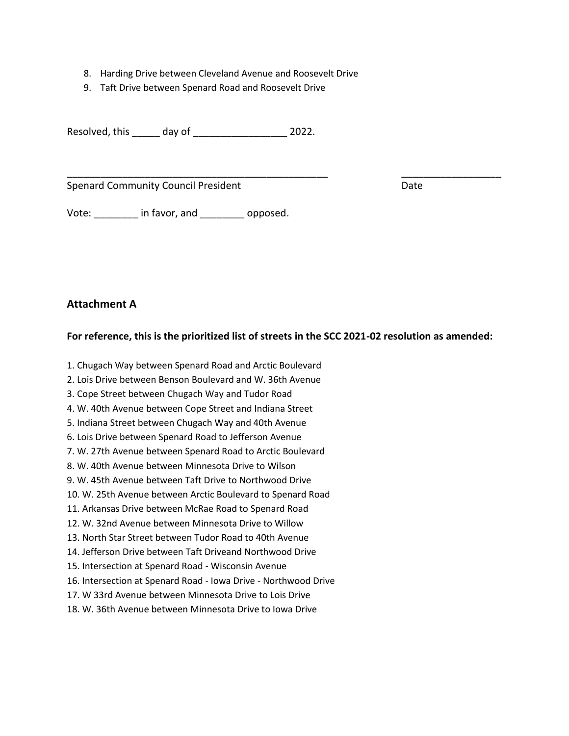8. Harding Drive between Cleveland Avenue and Roosevelt Drive
9. Taft Drive between Spenard Road and Roosevelt Drive

Resolved, this _____ day of _________________ 2022.

_________________________________________________ __________________

Spenard Community Council President Date

Vote: ________ in favor, and ________ opposed.

## Attachment A

**For reference, this is the prioritized list of streets in the SCC 2021-02 resolution as amended:**

1. Chugach Way between Spenard Road and Arctic Boulevard
2. Lois Drive between Benson Boulevard and W. 36th Avenue
3. Cope Street between Chugach Way and Tudor Road
4. W. 40th Avenue between Cope Street and Indiana Street
5. Indiana Street between Chugach Way and 40th Avenue
6. Lois Drive between Spenard Road to Jefferson Avenue
7. W. 27th Avenue between Spenard Road to Arctic Boulevard
8. W. 40th Avenue between Minnesota Drive to Wilson
9. W. 45th Avenue between Taft Drive to Northwood Drive
10. W. 25th Avenue between Arctic Boulevard to Spenard Road
11. Arkansas Drive between McRae Road to Spenard Road
12. W. 32nd Avenue between Minnesota Drive to Willow
13. North Star Street between Tudor Road to 40th Avenue
14. Jefferson Drive between Taft Driveand Northwood Drive
15. Intersection at Spenard Road - Wisconsin Avenue
16. Intersection at Spenard Road - Iowa Drive - Northwood Drive
17. W 33rd Avenue between Minnesota Drive to Lois Drive
18. W. 36th Avenue between Minnesota Drive to Iowa Drive